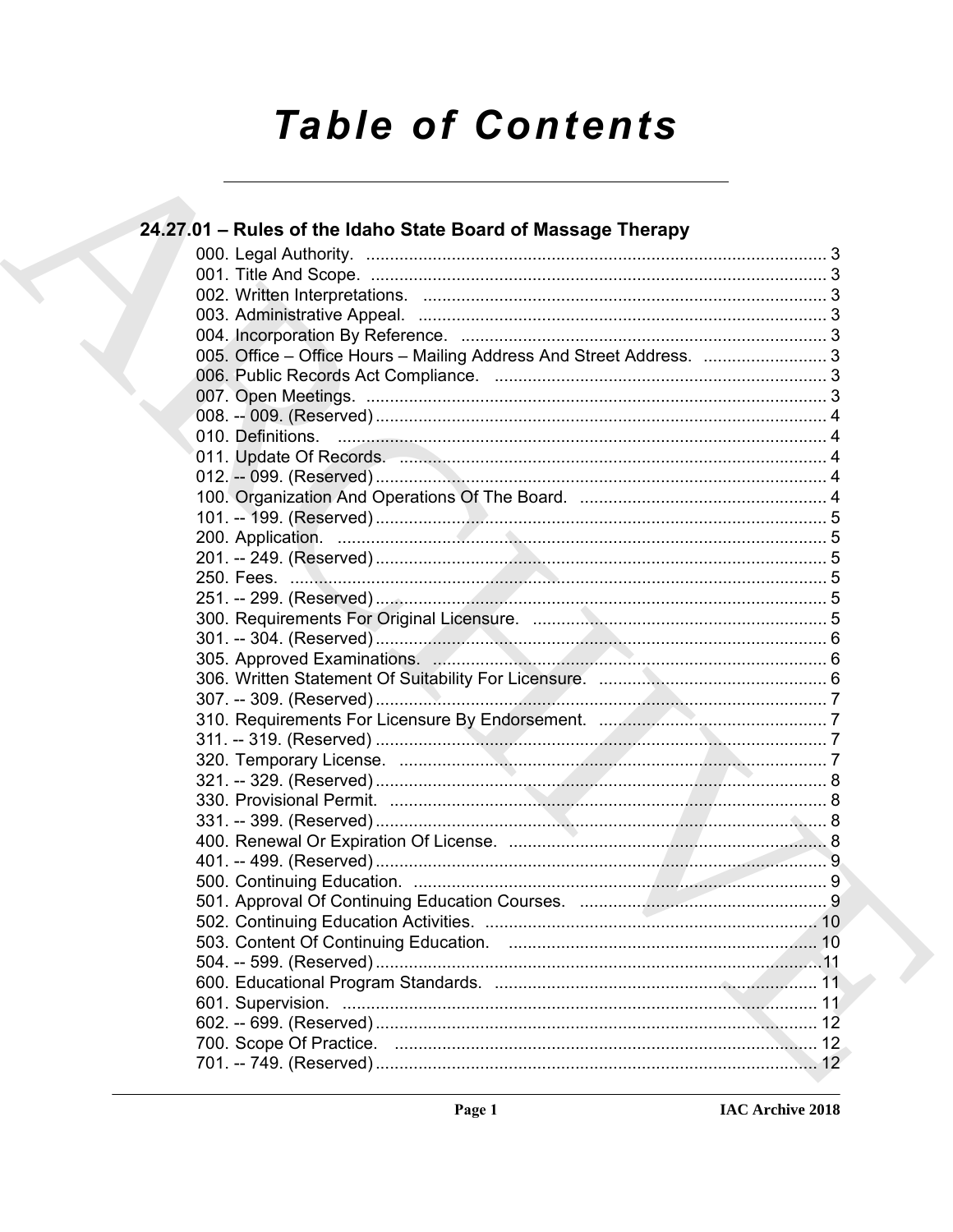# Table of Contents

## 24.27.01 – Rules of the Idaho State Board of Massage Therapy

000. Legal Authority. ..... 3
001. Title And Scope. ..... 3
002. Written Interpretations. ..... 3
003. Administrative Appeal. ..... 3
004. Incorporation By Reference. ..... 3
005. Office – Office Hours – Mailing Address And Street Address. ..... 3
006. Public Records Act Compliance. ..... 3
007. Open Meetings. ..... 3
008. -- 009. (Reserved) ..... 4
010. Definitions. ..... 4
011. Update Of Records. ..... 4
012. -- 099. (Reserved) ..... 4
100. Organization And Operations Of The Board. ..... 4
101. -- 199. (Reserved) ..... 5
200. Application. ..... 5
201. -- 249. (Reserved) ..... 5
250. Fees. ..... 5
251. -- 299. (Reserved) ..... 5
300. Requirements For Original Licensure. ..... 5
301. -- 304. (Reserved) ..... 6
305. Approved Examinations. ..... 6
306. Written Statement Of Suitability For Licensure. ..... 6
307. -- 309. (Reserved) ..... 7
310. Requirements For Licensure By Endorsement. ..... 7
311. -- 319. (Reserved) ..... 7
320. Temporary License. ..... 7
321. -- 329. (Reserved) ..... 8
330. Provisional Permit. ..... 8
331. -- 399. (Reserved) ..... 8
400. Renewal Or Expiration Of License. ..... 8
401. -- 499. (Reserved) ..... 9
500. Continuing Education. ..... 9
501. Approval Of Continuing Education Courses. ..... 9
502. Continuing Education Activities. ..... 10
503. Content Of Continuing Education. ..... 10
504. -- 599. (Reserved) ..... 11
600. Educational Program Standards. ..... 11
601. Supervision. ..... 11
602. -- 699. (Reserved) ..... 12
700. Scope Of Practice. ..... 12
701. -- 749. (Reserved) ..... 12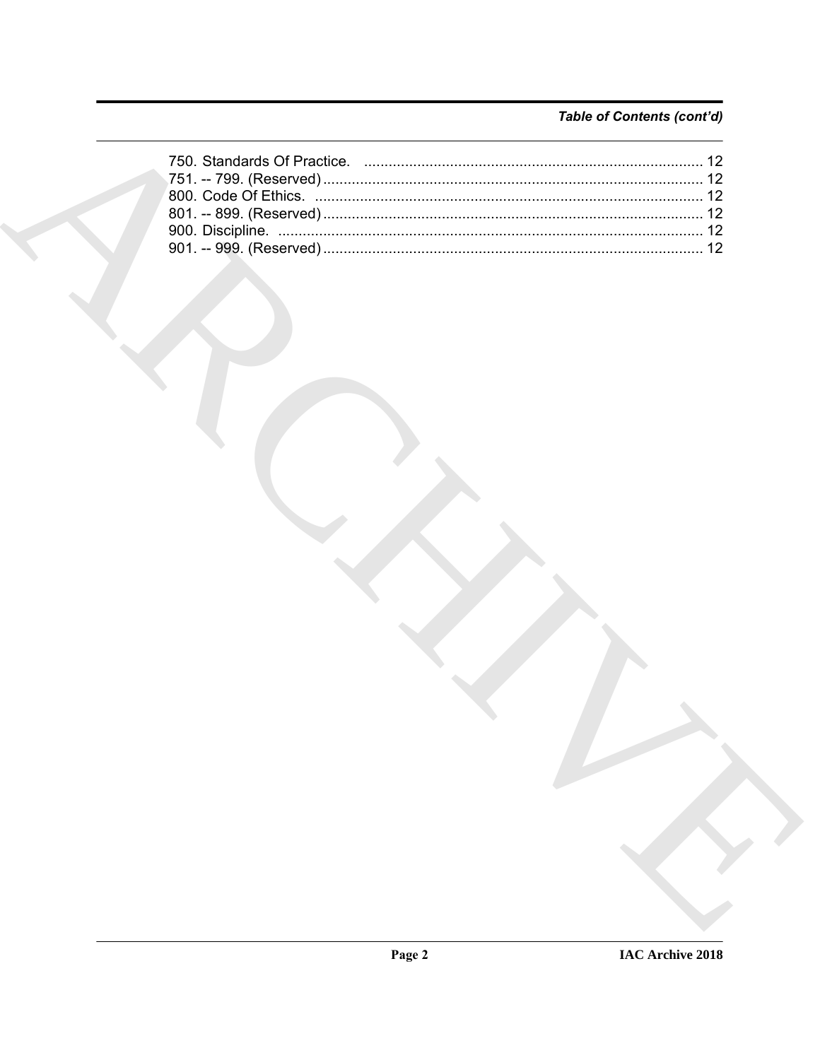*Table of Contents (cont'd)*

750. Standards Of Practice. .................................................................................. 12
751. -- 799. (Reserved) ............................................................................................ 12
800. Code Of Ethics. ............................................................................................... 12
801. -- 899. (Reserved) ............................................................................................ 12
900. Discipline. ....................................................................................................... 12
901. -- 999. (Reserved) ............................................................................................ 12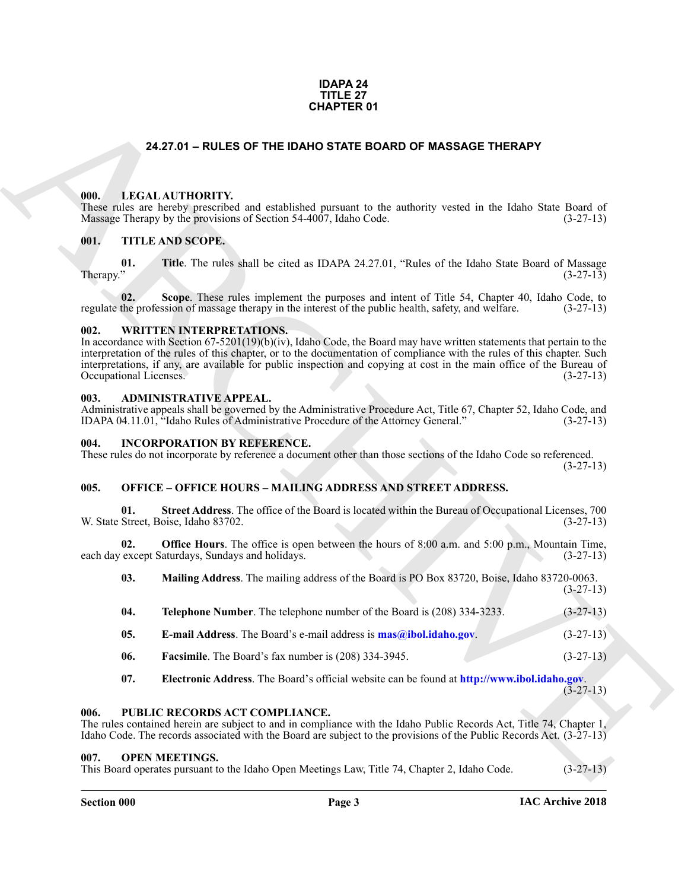**IDAPA 24**
**TITLE 27**
**CHAPTER 01**

# 24.27.01 – RULES OF THE IDAHO STATE BOARD OF MASSAGE THERAPY

### 000. LEGAL AUTHORITY.

These rules are hereby prescribed and established pursuant to the authority vested in the Idaho State Board of Massage Therapy by the provisions of Section 54-4007, Idaho Code. (3-27-13)

### 001. TITLE AND SCOPE.

**01. Title**. The rules shall be cited as IDAPA 24.27.01, "Rules of the Idaho State Board of Massage Therapy." (3-27-13)

**02. Scope**. These rules implement the purposes and intent of Title 54, Chapter 40, Idaho Code, to regulate the profession of massage therapy in the interest of the public health, safety, and welfare. (3-27-13)

### 002. WRITTEN INTERPRETATIONS.

In accordance with Section 67-5201(19)(b)(iv), Idaho Code, the Board may have written statements that pertain to the interpretation of the rules of this chapter, or to the documentation of compliance with the rules of this chapter. Such interpretations, if any, are available for public inspection and copying at cost in the main office of the Bureau of Occupational Licenses. (3-27-13)

### 003. ADMINISTRATIVE APPEAL.

Administrative appeals shall be governed by the Administrative Procedure Act, Title 67, Chapter 52, Idaho Code, and IDAPA 04.11.01, "Idaho Rules of Administrative Procedure of the Attorney General." (3-27-13)

### 004. INCORPORATION BY REFERENCE.

These rules do not incorporate by reference a document other than those sections of the Idaho Code so referenced. (3-27-13)

### 005. OFFICE – OFFICE HOURS – MAILING ADDRESS AND STREET ADDRESS.

**01. Street Address**. The office of the Board is located within the Bureau of Occupational Licenses, 700 W. State Street, Boise, Idaho 83702. (3-27-13)

**02. Office Hours**. The office is open between the hours of 8:00 a.m. and 5:00 p.m., Mountain Time, each day except Saturdays, Sundays and holidays. (3-27-13)

**03. Mailing Address**. The mailing address of the Board is PO Box 83720, Boise, Idaho 83720-0063. (3-27-13)

**04. Telephone Number**. The telephone number of the Board is (208) 334-3233. (3-27-13)

**05. E-mail Address**. The Board's e-mail address is **mas@ibol.idaho.gov**. (3-27-13)

**06. Facsimile**. The Board's fax number is (208) 334-3945. (3-27-13)

**07. Electronic Address**. The Board's official website can be found at **http://www.ibol.idaho.gov**. (3-27-13)

### 006. PUBLIC RECORDS ACT COMPLIANCE.

The rules contained herein are subject to and in compliance with the Idaho Public Records Act, Title 74, Chapter 1, Idaho Code. The records associated with the Board are subject to the provisions of the Public Records Act. (3-27-13)

### 007. OPEN MEETINGS.

This Board operates pursuant to the Idaho Open Meetings Law, Title 74, Chapter 2, Idaho Code. (3-27-13)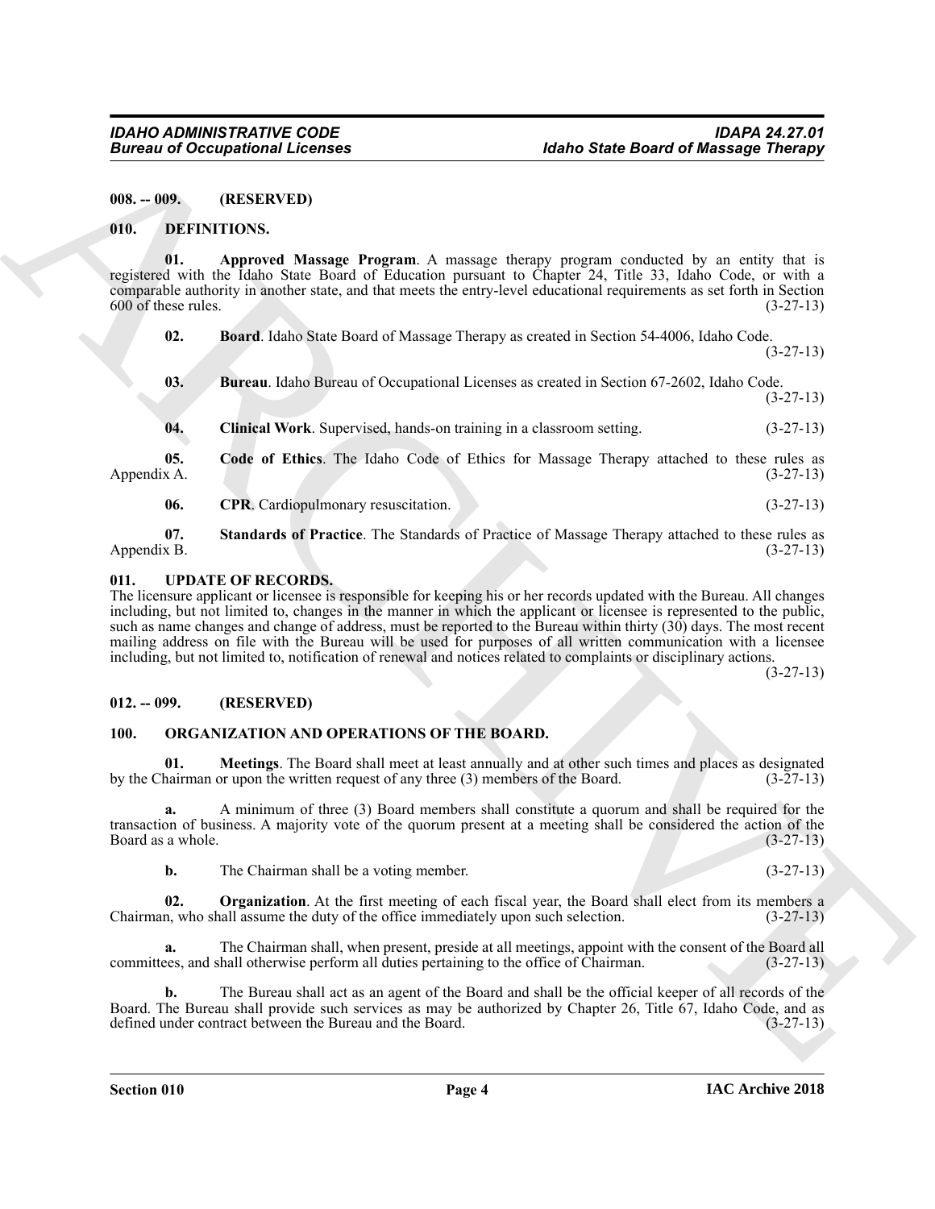**008. -- 009. (RESERVED)**

**010. DEFINITIONS.**

**01. Approved Massage Program**. A massage therapy program conducted by an entity that is registered with the Idaho State Board of Education pursuant to Chapter 24, Title 33, Idaho Code, or with a comparable authority in another state, and that meets the entry-level educational requirements as set forth in Section 600 of these rules. (3-27-13)

**02. Board**. Idaho State Board of Massage Therapy as created in Section 54-4006, Idaho Code. (3-27-13)

**03. Bureau**. Idaho Bureau of Occupational Licenses as created in Section 67-2602, Idaho Code. (3-27-13)

**04. Clinical Work**. Supervised, hands-on training in a classroom setting. (3-27-13)

**05. Code of Ethics**. The Idaho Code of Ethics for Massage Therapy attached to these rules as Appendix A. (3-27-13)

**06. CPR**. Cardiopulmonary resuscitation. (3-27-13)

**07. Standards of Practice**. The Standards of Practice of Massage Therapy attached to these rules as Appendix B. (3-27-13)

**011. UPDATE OF RECORDS.**

The licensure applicant or licensee is responsible for keeping his or her records updated with the Bureau. All changes including, but not limited to, changes in the manner in which the applicant or licensee is represented to the public, such as name changes and change of address, must be reported to the Bureau within thirty (30) days. The most recent mailing address on file with the Bureau will be used for purposes of all written communication with a licensee including, but not limited to, notification of renewal and notices related to complaints or disciplinary actions. (3-27-13)

**012. -- 099. (RESERVED)**

**100. ORGANIZATION AND OPERATIONS OF THE BOARD.**

**01. Meetings**. The Board shall meet at least annually and at other such times and places as designated by the Chairman or upon the written request of any three (3) members of the Board. (3-27-13)

**a.** A minimum of three (3) Board members shall constitute a quorum and shall be required for the transaction of business. A majority vote of the quorum present at a meeting shall be considered the action of the Board as a whole. (3-27-13)

**b.** The Chairman shall be a voting member. (3-27-13)

**02. Organization**. At the first meeting of each fiscal year, the Board shall elect from its members a Chairman, who shall assume the duty of the office immediately upon such selection. (3-27-13)

**a.** The Chairman shall, when present, preside at all meetings, appoint with the consent of the Board all committees, and shall otherwise perform all duties pertaining to the office of Chairman. (3-27-13)

**b.** The Bureau shall act as an agent of the Board and shall be the official keeper of all records of the Board. The Bureau shall provide such services as may be authorized by Chapter 26, Title 67, Idaho Code, and as defined under contract between the Bureau and the Board. (3-27-13)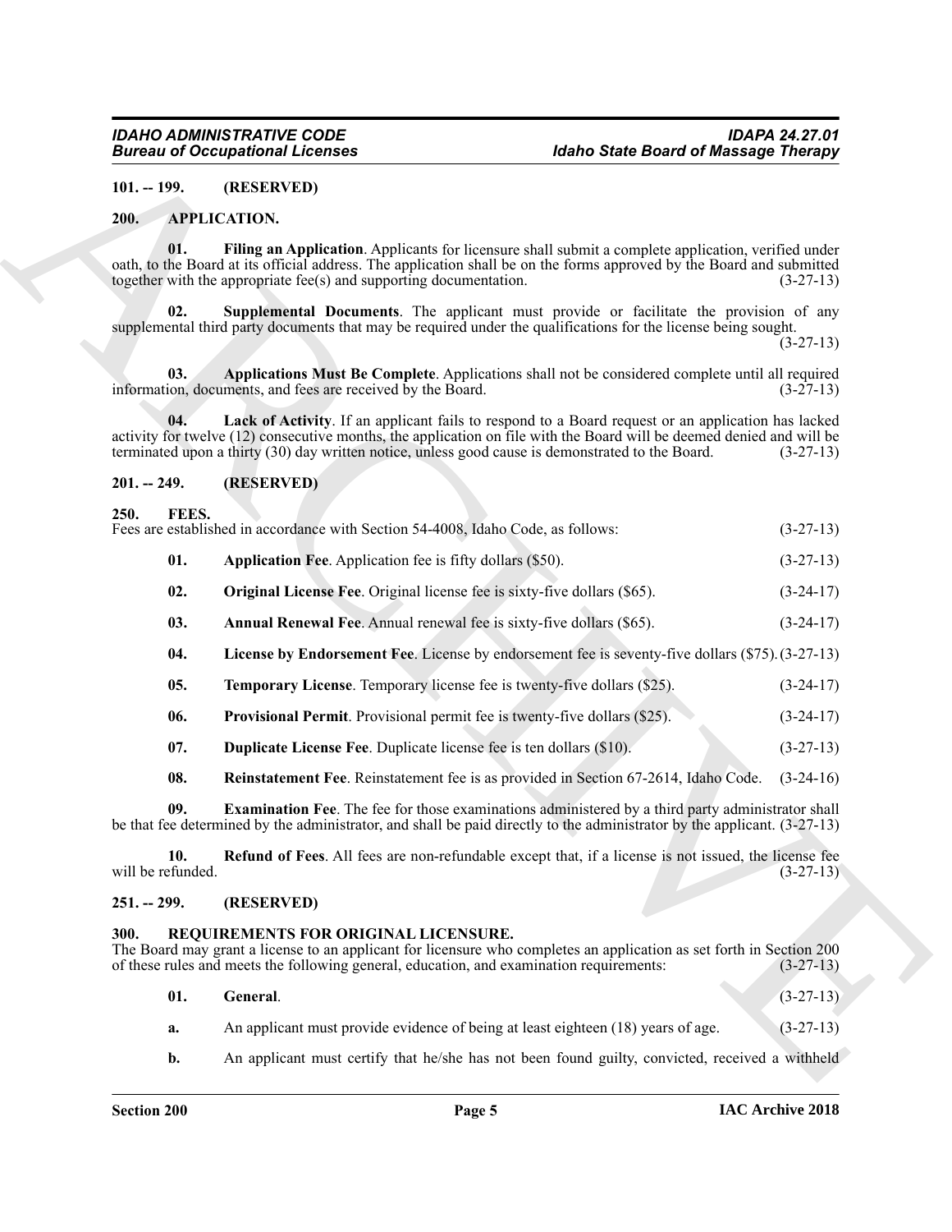**101. -- 199. (RESERVED)**

**200. APPLICATION.**

**01. Filing an Application**. Applicants for licensure shall submit a complete application, verified under oath, to the Board at its official address. The application shall be on the forms approved by the Board and submitted together with the appropriate fee(s) and supporting documentation. (3-27-13)

**02. Supplemental Documents**. The applicant must provide or facilitate the provision of any supplemental third party documents that may be required under the qualifications for the license being sought. (3-27-13)

**03. Applications Must Be Complete**. Applications shall not be considered complete until all required information, documents, and fees are received by the Board. (3-27-13)

**04. Lack of Activity**. If an applicant fails to respond to a Board request or an application has lacked activity for twelve (12) consecutive months, the application on file with the Board will be deemed denied and will be terminated upon a thirty (30) day written notice, unless good cause is demonstrated to the Board. (3-27-13)

**201. -- 249. (RESERVED)**

**250. FEES.**

Fees are established in accordance with Section 54-4008, Idaho Code, as follows: (3-27-13)

**01. Application Fee**. Application fee is fifty dollars ($50). (3-27-13)

**02. Original License Fee**. Original license fee is sixty-five dollars ($65). (3-24-17)

**03. Annual Renewal Fee**. Annual renewal fee is sixty-five dollars ($65). (3-24-17)

**04. License by Endorsement Fee**. License by endorsement fee is seventy-five dollars ($75). (3-27-13)

**05. Temporary License**. Temporary license fee is twenty-five dollars ($25). (3-24-17)

**06. Provisional Permit**. Provisional permit fee is twenty-five dollars ($25). (3-24-17)

**07. Duplicate License Fee**. Duplicate license fee is ten dollars ($10). (3-27-13)

**08. Reinstatement Fee**. Reinstatement fee is as provided in Section 67-2614, Idaho Code. (3-24-16)

**09. Examination Fee**. The fee for those examinations administered by a third party administrator shall be that fee determined by the administrator, and shall be paid directly to the administrator by the applicant. (3-27-13)

**10. Refund of Fees**. All fees are non-refundable except that, if a license is not issued, the license fee will be refunded. (3-27-13)

**251. -- 299. (RESERVED)**

**300. REQUIREMENTS FOR ORIGINAL LICENSURE.**

The Board may grant a license to an applicant for licensure who completes an application as set forth in Section 200 of these rules and meets the following general, education, and examination requirements: (3-27-13)

**01. General**. (3-27-13)

**a.** An applicant must provide evidence of being at least eighteen (18) years of age. (3-27-13)

**b.** An applicant must certify that he/she has not been found guilty, convicted, received a withheld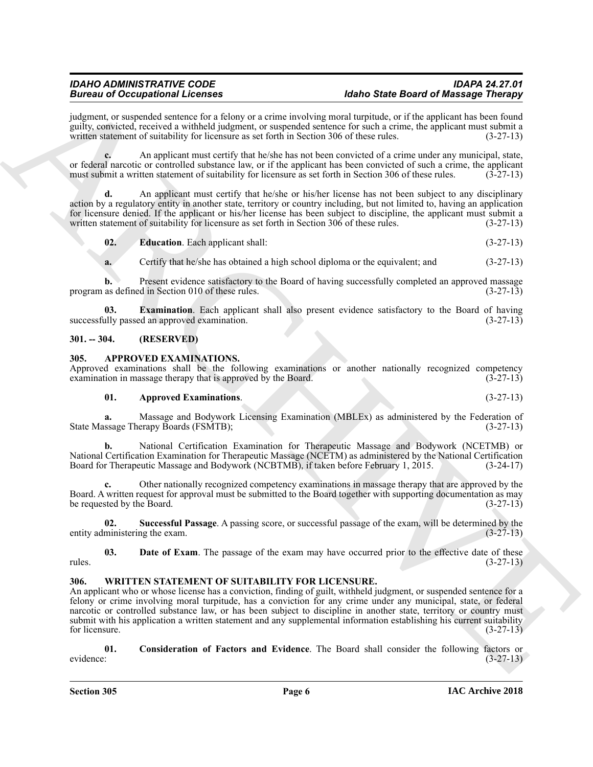judgment, or suspended sentence for a felony or a crime involving moral turpitude, or if the applicant has been found guilty, convicted, received a withheld judgment, or suspended sentence for such a crime, the applicant must submit a written statement of suitability for licensure as set forth in Section 306 of these rules. (3-27-13)

**c.** An applicant must certify that he/she has not been convicted of a crime under any municipal, state, or federal narcotic or controlled substance law, or if the applicant has been convicted of such a crime, the applicant must submit a written statement of suitability for licensure as set forth in Section 306 of these rules. (3-27-13)

**d.** An applicant must certify that he/she or his/her license has not been subject to any disciplinary action by a regulatory entity in another state, territory or country including, but not limited to, having an application for licensure denied. If the applicant or his/her license has been subject to discipline, the applicant must submit a written statement of suitability for licensure as set forth in Section 306 of these rules. (3-27-13)

**02. Education**. Each applicant shall: (3-27-13)

**a.** Certify that he/she has obtained a high school diploma or the equivalent; and (3-27-13)

**b.** Present evidence satisfactory to the Board of having successfully completed an approved massage program as defined in Section 010 of these rules. (3-27-13)

**03. Examination**. Each applicant shall also present evidence satisfactory to the Board of having successfully passed an approved examination. (3-27-13)

## 301. -- 304. (RESERVED)

## 305. APPROVED EXAMINATIONS.

Approved examinations shall be the following examinations or another nationally recognized competency examination in massage therapy that is approved by the Board. (3-27-13)

**01. Approved Examinations**. (3-27-13)

**a.** Massage and Bodywork Licensing Examination (MBLEx) as administered by the Federation of State Massage Therapy Boards (FSMTB); (3-27-13)

**b.** National Certification Examination for Therapeutic Massage and Bodywork (NCETMB) or National Certification Examination for Therapeutic Massage (NCETM) as administered by the National Certification Board for Therapeutic Massage and Bodywork (NCBTMB), if taken before February 1, 2015. (3-24-17)

**c.** Other nationally recognized competency examinations in massage therapy that are approved by the Board. A written request for approval must be submitted to the Board together with supporting documentation as may be requested by the Board. (3-27-13)

**02. Successful Passage**. A passing score, or successful passage of the exam, will be determined by the entity administering the exam. (3-27-13)

**03. Date of Exam**. The passage of the exam may have occurred prior to the effective date of these rules. (3-27-13)

## 306. WRITTEN STATEMENT OF SUITABILITY FOR LICENSURE.

An applicant who or whose license has a conviction, finding of guilt, withheld judgment, or suspended sentence for a felony or crime involving moral turpitude, has a conviction for any crime under any municipal, state, or federal narcotic or controlled substance law, or has been subject to discipline in another state, territory or country must submit with his application a written statement and any supplemental information establishing his current suitability for licensure. (3-27-13)

**01. Consideration of Factors and Evidence**. The Board shall consider the following factors or evidence: (3-27-13)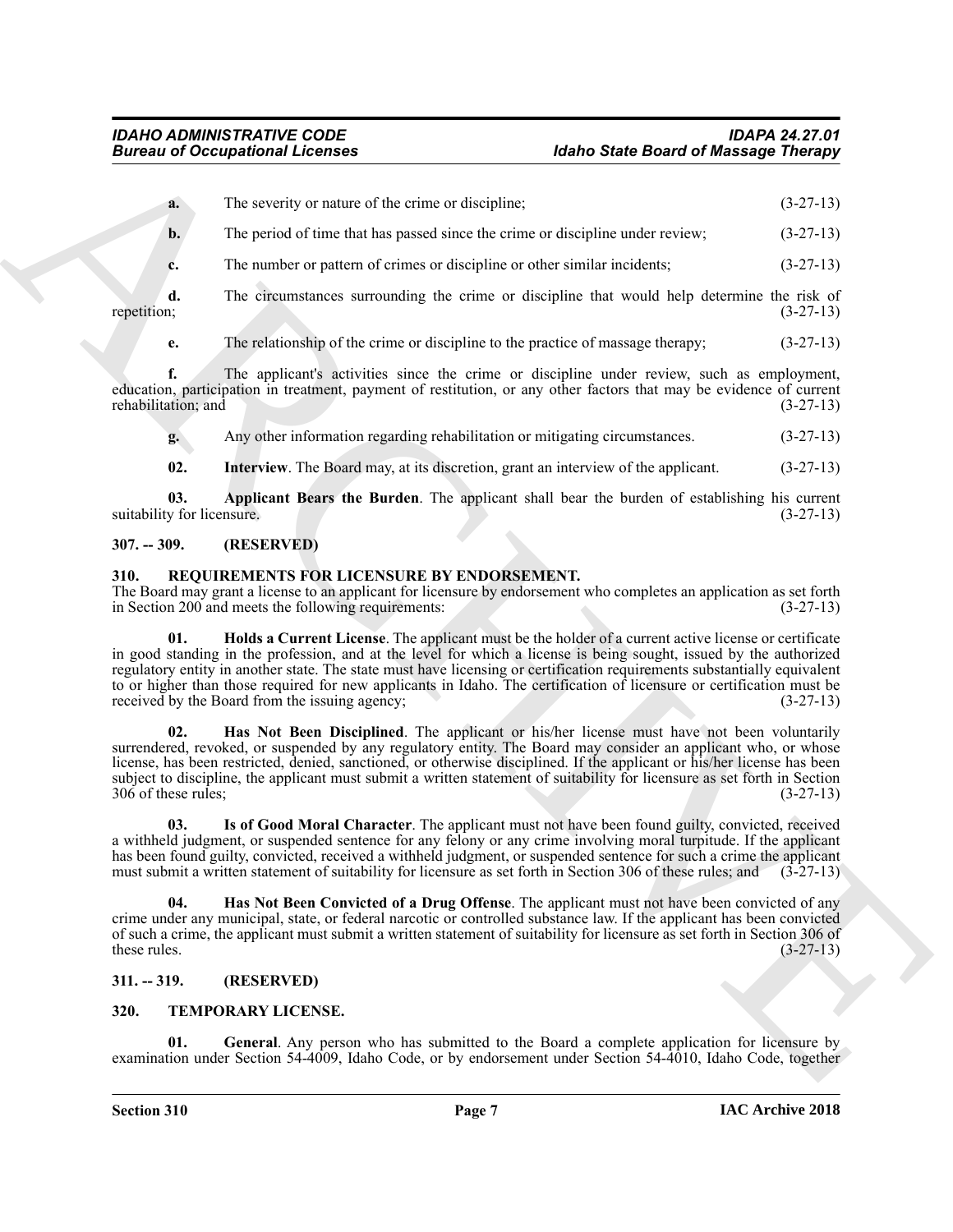**a.** The severity or nature of the crime or discipline; (3-27-13)

**b.** The period of time that has passed since the crime or discipline under review; (3-27-13)

**c.** The number or pattern of crimes or discipline or other similar incidents; (3-27-13)

**d.** The circumstances surrounding the crime or discipline that would help determine the risk of repetition; (3-27-13)

**e.** The relationship of the crime or discipline to the practice of massage therapy; (3-27-13)

**f.** The applicant's activities since the crime or discipline under review, such as employment, education, participation in treatment, payment of restitution, or any other factors that may be evidence of current rehabilitation; and (3-27-13)

**g.** Any other information regarding rehabilitation or mitigating circumstances. (3-27-13)

**02. Interview**. The Board may, at its discretion, grant an interview of the applicant. (3-27-13)

**03. Applicant Bears the Burden**. The applicant shall bear the burden of establishing his current suitability for licensure. (3-27-13)

## 307. -- 309. (RESERVED)

## 310. REQUIREMENTS FOR LICENSURE BY ENDORSEMENT.

The Board may grant a license to an applicant for licensure by endorsement who completes an application as set forth in Section 200 and meets the following requirements: (3-27-13)

**01. Holds a Current License**. The applicant must be the holder of a current active license or certificate in good standing in the profession, and at the level for which a license is being sought, issued by the authorized regulatory entity in another state. The state must have licensing or certification requirements substantially equivalent to or higher than those required for new applicants in Idaho. The certification of licensure or certification must be received by the Board from the issuing agency; (3-27-13)

**02. Has Not Been Disciplined**. The applicant or his/her license must have not been voluntarily surrendered, revoked, or suspended by any regulatory entity. The Board may consider an applicant who, or whose license, has been restricted, denied, sanctioned, or otherwise disciplined. If the applicant or his/her license has been subject to discipline, the applicant must submit a written statement of suitability for licensure as set forth in Section 306 of these rules; (3-27-13)

**03. Is of Good Moral Character**. The applicant must not have been found guilty, convicted, received a withheld judgment, or suspended sentence for any felony or any crime involving moral turpitude. If the applicant has been found guilty, convicted, received a withheld judgment, or suspended sentence for such a crime the applicant must submit a written statement of suitability for licensure as set forth in Section 306 of these rules; and (3-27-13)

**04. Has Not Been Convicted of a Drug Offense**. The applicant must not have been convicted of any crime under any municipal, state, or federal narcotic or controlled substance law. If the applicant has been convicted of such a crime, the applicant must submit a written statement of suitability for licensure as set forth in Section 306 of these rules. (3-27-13)

## 311. -- 319. (RESERVED)

## 320. TEMPORARY LICENSE.

**01. General**. Any person who has submitted to the Board a complete application for licensure by examination under Section 54-4009, Idaho Code, or by endorsement under Section 54-4010, Idaho Code, together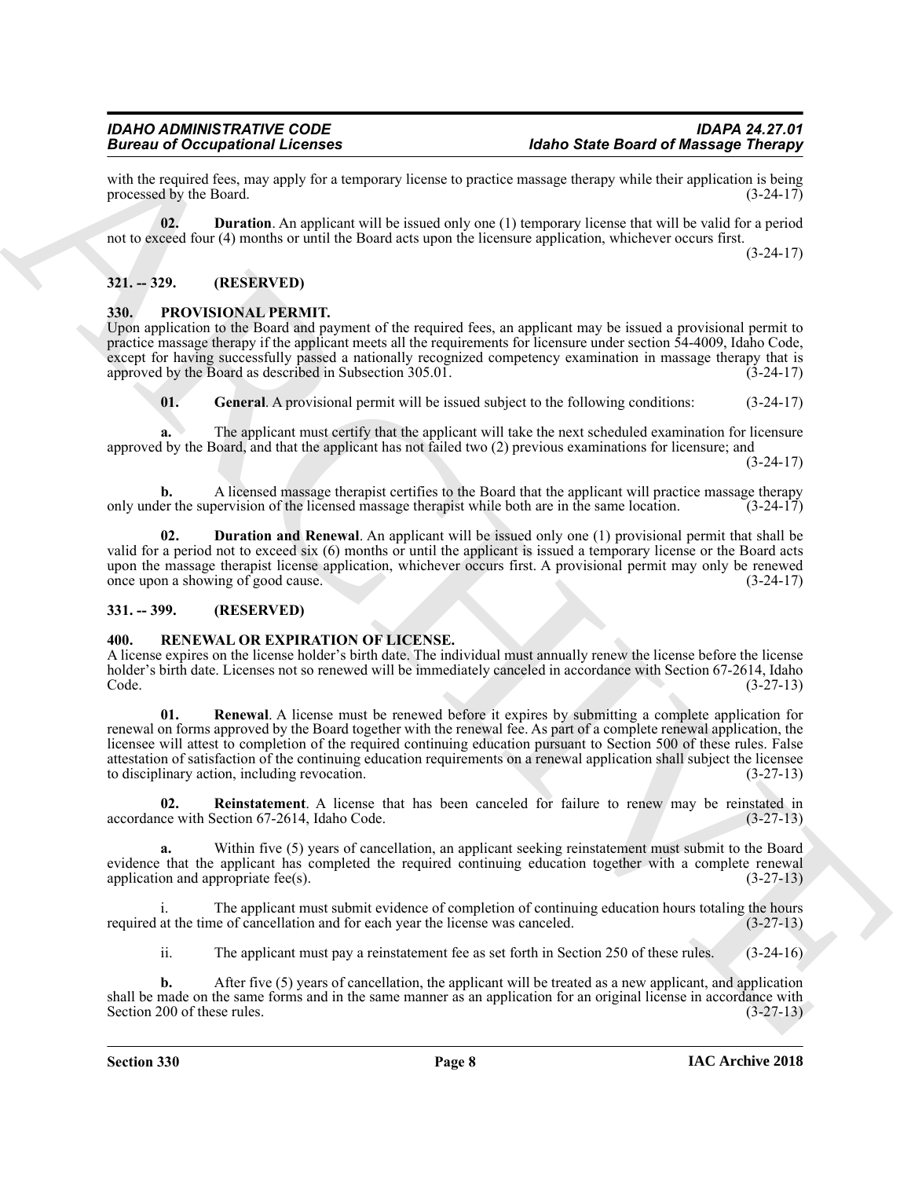with the required fees, may apply for a temporary license to practice massage therapy while their application is being processed by the Board. (3-24-17)

**02. Duration**. An applicant will be issued only one (1) temporary license that will be valid for a period not to exceed four (4) months or until the Board acts upon the licensure application, whichever occurs first. (3-24-17)

### 321. -- 329. (RESERVED)

### 330. PROVISIONAL PERMIT.

Upon application to the Board and payment of the required fees, an applicant may be issued a provisional permit to practice massage therapy if the applicant meets all the requirements for licensure under section 54-4009, Idaho Code, except for having successfully passed a nationally recognized competency examination in massage therapy that is approved by the Board as described in Subsection 305.01. (3-24-17)

**01. General**. A provisional permit will be issued subject to the following conditions: (3-24-17)

**a.** The applicant must certify that the applicant will take the next scheduled examination for licensure approved by the Board, and that the applicant has not failed two (2) previous examinations for licensure; and (3-24-17)

**b.** A licensed massage therapist certifies to the Board that the applicant will practice massage therapy only under the supervision of the licensed massage therapist while both are in the same location. (3-24-17)

**02. Duration and Renewal**. An applicant will be issued only one (1) provisional permit that shall be valid for a period not to exceed six (6) months or until the applicant is issued a temporary license or the Board acts upon the massage therapist license application, whichever occurs first. A provisional permit may only be renewed once upon a showing of good cause. (3-24-17)

### 331. -- 399. (RESERVED)

### 400. RENEWAL OR EXPIRATION OF LICENSE.

A license expires on the license holder's birth date. The individual must annually renew the license before the license holder's birth date. Licenses not so renewed will be immediately canceled in accordance with Section 67-2614, Idaho Code. (3-27-13)

**01. Renewal**. A license must be renewed before it expires by submitting a complete application for renewal on forms approved by the Board together with the renewal fee. As part of a complete renewal application, the licensee will attest to completion of the required continuing education pursuant to Section 500 of these rules. False attestation of satisfaction of the continuing education requirements on a renewal application shall subject the licensee to disciplinary action, including revocation. (3-27-13)

**02. Reinstatement**. A license that has been canceled for failure to renew may be reinstated in accordance with Section 67-2614, Idaho Code. (3-27-13)

**a.** Within five (5) years of cancellation, an applicant seeking reinstatement must submit to the Board evidence that the applicant has completed the required continuing education together with a complete renewal application and appropriate fee(s). (3-27-13)

i. The applicant must submit evidence of completion of continuing education hours totaling the hours required at the time of cancellation and for each year the license was canceled. (3-27-13)

ii. The applicant must pay a reinstatement fee as set forth in Section 250 of these rules. (3-24-16)

**b.** After five (5) years of cancellation, the applicant will be treated as a new applicant, and application shall be made on the same forms and in the same manner as an application for an original license in accordance with Section 200 of these rules. (3-27-13)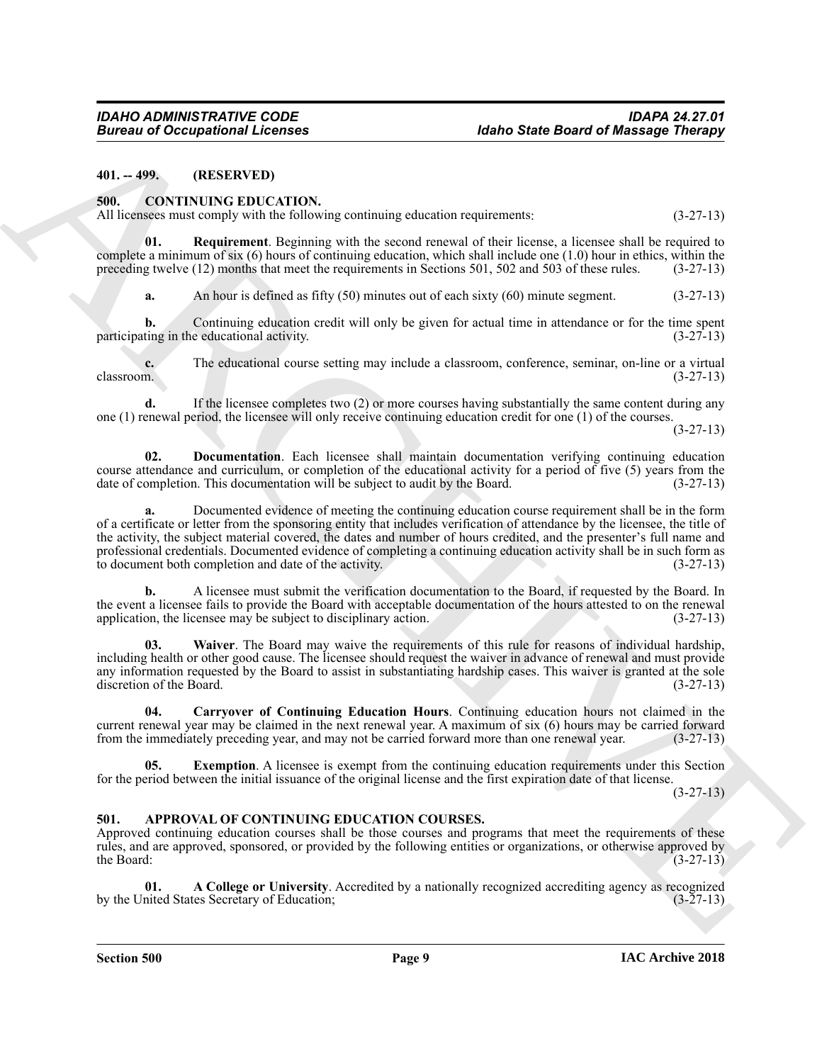## 401. -- 499. (RESERVED)

## 500. CONTINUING EDUCATION.

All licensees must comply with the following continuing education requirements: (3-27-13)

**01. Requirement**. Beginning with the second renewal of their license, a licensee shall be required to complete a minimum of six (6) hours of continuing education, which shall include one (1.0) hour in ethics, within the preceding twelve (12) months that meet the requirements in Sections 501, 502 and 503 of these rules. (3-27-13)

**a.** An hour is defined as fifty (50) minutes out of each sixty (60) minute segment. (3-27-13)

**b.** Continuing education credit will only be given for actual time in attendance or for the time spent participating in the educational activity. (3-27-13)

**c.** The educational course setting may include a classroom, conference, seminar, on-line or a virtual classroom. (3-27-13)

**d.** If the licensee completes two (2) or more courses having substantially the same content during any one (1) renewal period, the licensee will only receive continuing education credit for one (1) of the courses. (3-27-13)

**02. Documentation**. Each licensee shall maintain documentation verifying continuing education course attendance and curriculum, or completion of the educational activity for a period of five (5) years from the date of completion. This documentation will be subject to audit by the Board. (3-27-13)

**a.** Documented evidence of meeting the continuing education course requirement shall be in the form of a certificate or letter from the sponsoring entity that includes verification of attendance by the licensee, the title of the activity, the subject material covered, the dates and number of hours credited, and the presenter's full name and professional credentials. Documented evidence of completing a continuing education activity shall be in such form as to document both completion and date of the activity. (3-27-13)

**b.** A licensee must submit the verification documentation to the Board, if requested by the Board. In the event a licensee fails to provide the Board with acceptable documentation of the hours attested to on the renewal application, the licensee may be subject to disciplinary action. (3-27-13)

**03. Waiver**. The Board may waive the requirements of this rule for reasons of individual hardship, including health or other good cause. The licensee should request the waiver in advance of renewal and must provide any information requested by the Board to assist in substantiating hardship cases. This waiver is granted at the sole discretion of the Board. (3-27-13)

**04. Carryover of Continuing Education Hours**. Continuing education hours not claimed in the current renewal year may be claimed in the next renewal year. A maximum of six (6) hours may be carried forward from the immediately preceding year, and may not be carried forward more than one renewal year. (3-27-13)

**05. Exemption**. A licensee is exempt from the continuing education requirements under this Section for the period between the initial issuance of the original license and the first expiration date of that license. (3-27-13)

## 501. APPROVAL OF CONTINUING EDUCATION COURSES.

Approved continuing education courses shall be those courses and programs that meet the requirements of these rules, and are approved, sponsored, or provided by the following entities or organizations, or otherwise approved by the Board: (3-27-13)

**01. A College or University**. Accredited by a nationally recognized accrediting agency as recognized by the United States Secretary of Education; (3-27-13)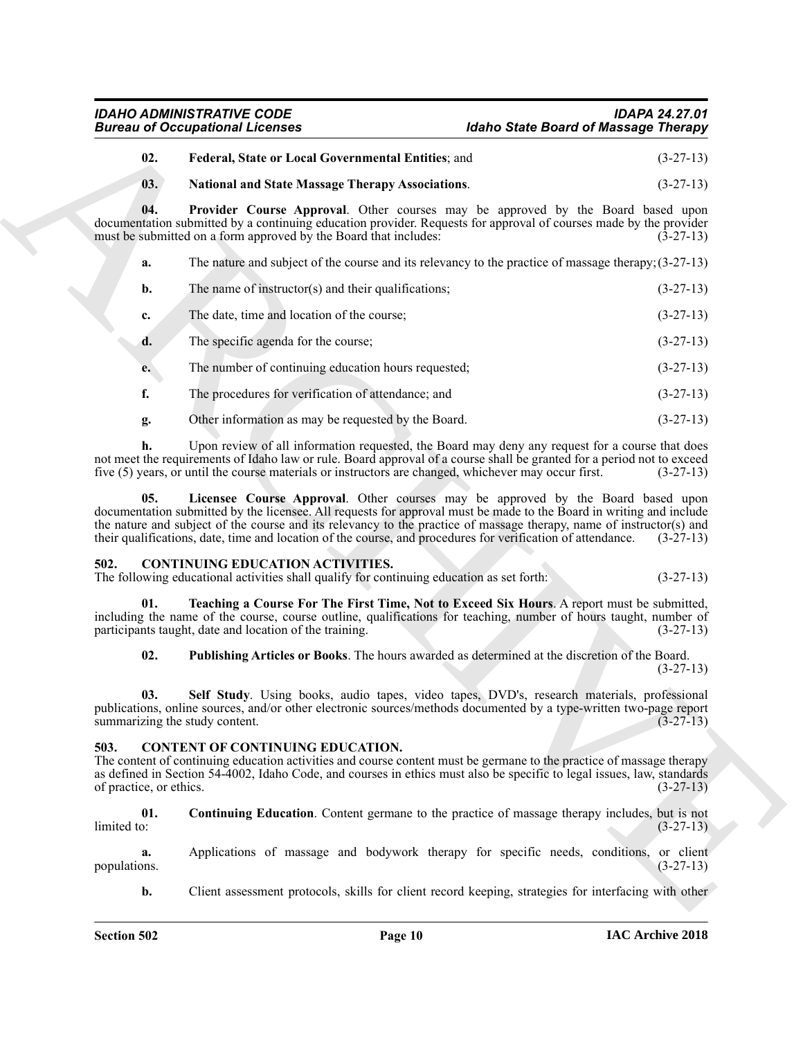**02. Federal, State or Local Governmental Entities**; and (3-27-13)

**03. National and State Massage Therapy Associations**. (3-27-13)

**04. Provider Course Approval**. Other courses may be approved by the Board based upon documentation submitted by a continuing education provider. Requests for approval of courses made by the provider must be submitted on a form approved by the Board that includes: (3-27-13)

**a.** The nature and subject of the course and its relevancy to the practice of massage therapy; (3-27-13)

**b.** The name of instructor(s) and their qualifications; (3-27-13)

**c.** The date, time and location of the course; (3-27-13)

**d.** The specific agenda for the course; (3-27-13)

**e.** The number of continuing education hours requested; (3-27-13)

**f.** The procedures for verification of attendance; and (3-27-13)

**g.** Other information as may be requested by the Board. (3-27-13)

**h.** Upon review of all information requested, the Board may deny any request for a course that does not meet the requirements of Idaho law or rule. Board approval of a course shall be granted for a period not to exceed five (5) years, or until the course materials or instructors are changed, whichever may occur first. (3-27-13)

**05. Licensee Course Approval**. Other courses may be approved by the Board based upon documentation submitted by the licensee. All requests for approval must be made to the Board in writing and include the nature and subject of the course and its relevancy to the practice of massage therapy, name of instructor(s) and their qualifications, date, time and location of the course, and procedures for verification of attendance. (3-27-13)

## 502. CONTINUING EDUCATION ACTIVITIES.

The following educational activities shall qualify for continuing education as set forth: (3-27-13)

**01. Teaching a Course For The First Time, Not to Exceed Six Hours**. A report must be submitted, including the name of the course, course outline, qualifications for teaching, number of hours taught, number of participants taught, date and location of the training. (3-27-13)

**02. Publishing Articles or Books**. The hours awarded as determined at the discretion of the Board. (3-27-13)

**03. Self Study**. Using books, audio tapes, video tapes, DVD's, research materials, professional publications, online sources, and/or other electronic sources/methods documented by a type-written two-page report summarizing the study content. (3-27-13)

## 503. CONTENT OF CONTINUING EDUCATION.

The content of continuing education activities and course content must be germane to the practice of massage therapy as defined in Section 54-4002, Idaho Code, and courses in ethics must also be specific to legal issues, law, standards of practice, or ethics. (3-27-13)

**01. Continuing Education**. Content germane to the practice of massage therapy includes, but is not limited to: (3-27-13)

**a.** Applications of massage and bodywork therapy for specific needs, conditions, or client populations. (3-27-13)

**b.** Client assessment protocols, skills for client record keeping, strategies for interfacing with other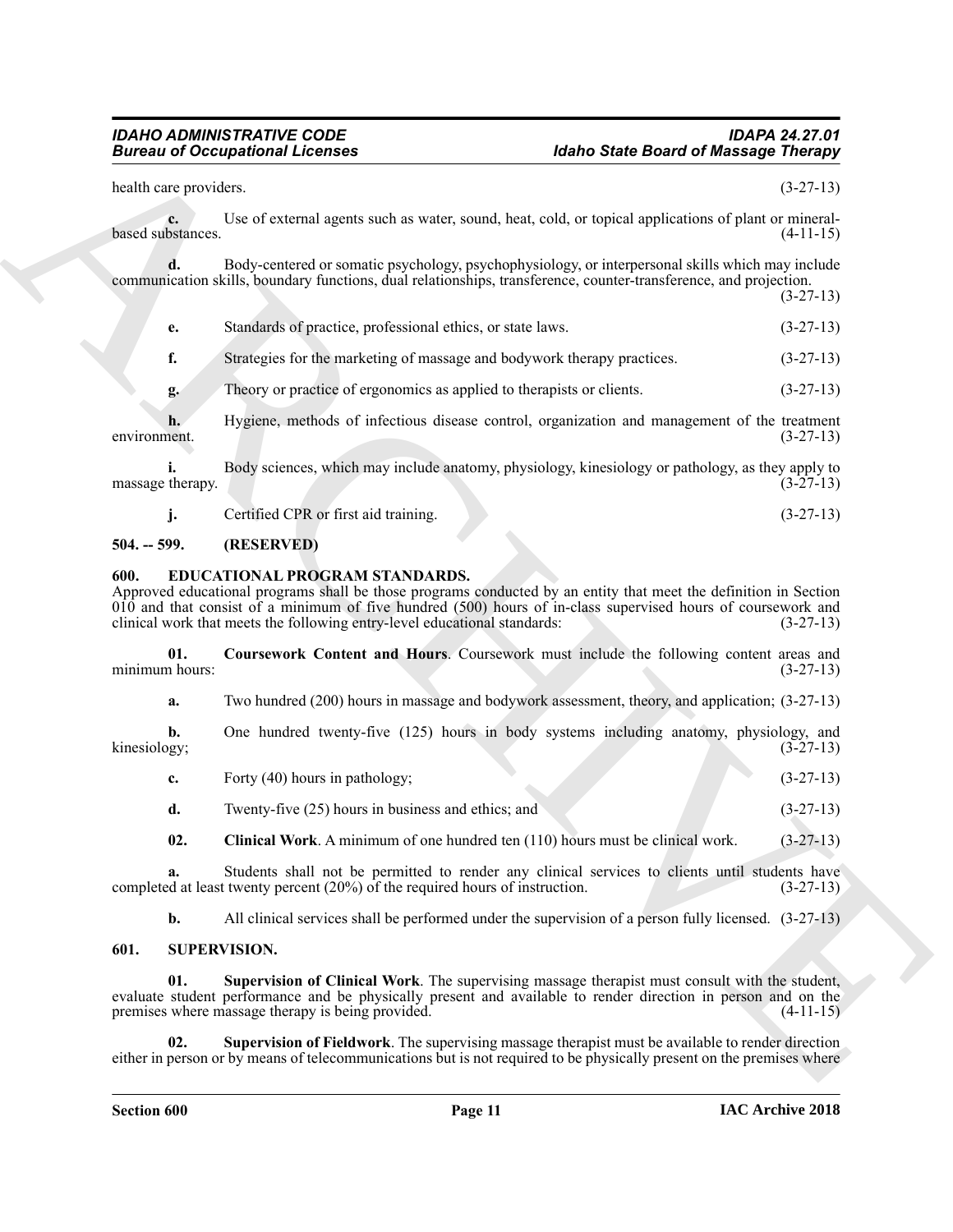health care providers. (3-27-13)

**c.** Use of external agents such as water, sound, heat, cold, or topical applications of plant or mineral-based substances. (4-11-15)

**d.** Body-centered or somatic psychology, psychophysiology, or interpersonal skills which may include communication skills, boundary functions, dual relationships, transference, counter-transference, and projection. (3-27-13)

**e.** Standards of practice, professional ethics, or state laws. (3-27-13)

**f.** Strategies for the marketing of massage and bodywork therapy practices. (3-27-13)

**g.** Theory or practice of ergonomics as applied to therapists or clients. (3-27-13)

**h.** Hygiene, methods of infectious disease control, organization and management of the treatment environment. (3-27-13)

**i.** Body sciences, which may include anatomy, physiology, kinesiology or pathology, as they apply to massage therapy. (3-27-13)

**j.** Certified CPR or first aid training. (3-27-13)

## 504. -- 599. (RESERVED)

## 600. EDUCATIONAL PROGRAM STANDARDS.

Approved educational programs shall be those programs conducted by an entity that meet the definition in Section 010 and that consist of a minimum of five hundred (500) hours of in-class supervised hours of coursework and clinical work that meets the following entry-level educational standards: (3-27-13)

**01. Coursework Content and Hours**. Coursework must include the following content areas and minimum hours: (3-27-13)

**a.** Two hundred (200) hours in massage and bodywork assessment, theory, and application; (3-27-13)

**b.** One hundred twenty-five (125) hours in body systems including anatomy, physiology, and kinesiology; (3-27-13)

**c.** Forty (40) hours in pathology; (3-27-13)

**d.** Twenty-five (25) hours in business and ethics; and (3-27-13)

**02. Clinical Work**. A minimum of one hundred ten (110) hours must be clinical work. (3-27-13)

**a.** Students shall not be permitted to render any clinical services to clients until students have completed at least twenty percent (20%) of the required hours of instruction. (3-27-13)

**b.** All clinical services shall be performed under the supervision of a person fully licensed. (3-27-13)

## 601. SUPERVISION.

**01. Supervision of Clinical Work**. The supervising massage therapist must consult with the student, evaluate student performance and be physically present and available to render direction in person and on the premises where massage therapy is being provided. (4-11-15)

**02. Supervision of Fieldwork**. The supervising massage therapist must be available to render direction either in person or by means of telecommunications but is not required to be physically present on the premises where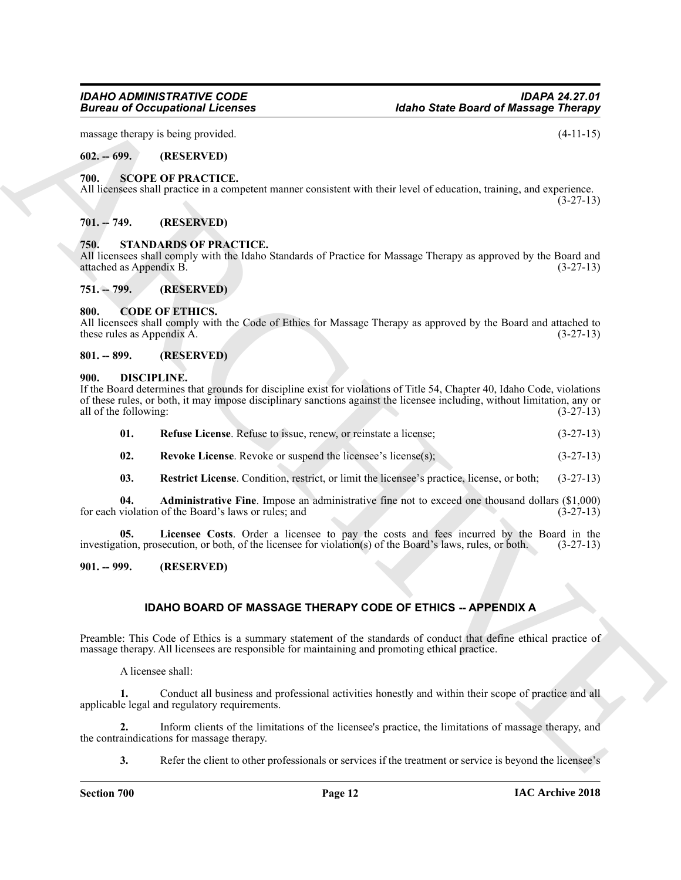massage therapy is being provided. (4-11-15)

## 602. -- 699. (RESERVED)

## 700. SCOPE OF PRACTICE.

All licensees shall practice in a competent manner consistent with their level of education, training, and experience. (3-27-13)

## 701. -- 749. (RESERVED)

## 750. STANDARDS OF PRACTICE.

All licensees shall comply with the Idaho Standards of Practice for Massage Therapy as approved by the Board and attached as Appendix B. (3-27-13)

## 751. -- 799. (RESERVED)

## 800. CODE OF ETHICS.

All licensees shall comply with the Code of Ethics for Massage Therapy as approved by the Board and attached to these rules as Appendix A. (3-27-13)

## 801. -- 899. (RESERVED)

## 900. DISCIPLINE.

If the Board determines that grounds for discipline exist for violations of Title 54, Chapter 40, Idaho Code, violations of these rules, or both, it may impose disciplinary sanctions against the licensee including, without limitation, any or all of the following: (3-27-13)

**01. Refuse License**. Refuse to issue, renew, or reinstate a license; (3-27-13)

**02. Revoke License**. Revoke or suspend the licensee's license(s); (3-27-13)

**03. Restrict License**. Condition, restrict, or limit the licensee's practice, license, or both; (3-27-13)

**04. Administrative Fine**. Impose an administrative fine not to exceed one thousand dollars ($1,000) for each violation of the Board's laws or rules; and (3-27-13)

**05. Licensee Costs**. Order a licensee to pay the costs and fees incurred by the Board in the investigation, prosecution, or both, of the licensee for violation(s) of the Board's laws, rules, or both. (3-27-13)

## 901. -- 999. (RESERVED)

## IDAHO BOARD OF MASSAGE THERAPY CODE OF ETHICS -- APPENDIX A

Preamble: This Code of Ethics is a summary statement of the standards of conduct that define ethical practice of massage therapy. All licensees are responsible for maintaining and promoting ethical practice.

A licensee shall:

**1.** Conduct all business and professional activities honestly and within their scope of practice and all applicable legal and regulatory requirements.

**2.** Inform clients of the limitations of the licensee's practice, the limitations of massage therapy, and the contraindications for massage therapy.

**3.** Refer the client to other professionals or services if the treatment or service is beyond the licensee's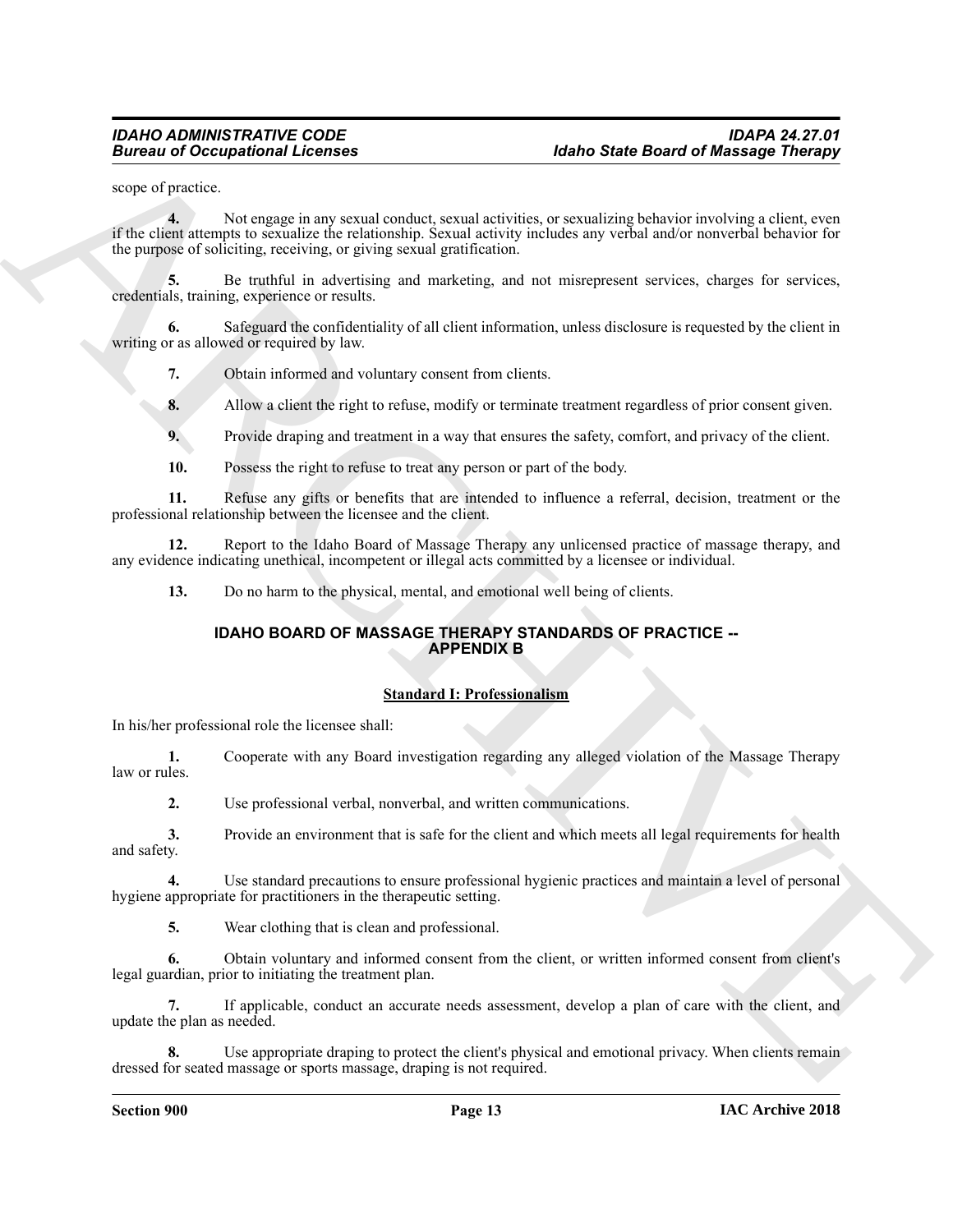scope of practice.

**4.** Not engage in any sexual conduct, sexual activities, or sexualizing behavior involving a client, even if the client attempts to sexualize the relationship. Sexual activity includes any verbal and/or nonverbal behavior for the purpose of soliciting, receiving, or giving sexual gratification.

**5.** Be truthful in advertising and marketing, and not misrepresent services, charges for services, credentials, training, experience or results.

**6.** Safeguard the confidentiality of all client information, unless disclosure is requested by the client in writing or as allowed or required by law.

**7.** Obtain informed and voluntary consent from clients.

**8.** Allow a client the right to refuse, modify or terminate treatment regardless of prior consent given.

**9.** Provide draping and treatment in a way that ensures the safety, comfort, and privacy of the client.

**10.** Possess the right to refuse to treat any person or part of the body.

**11.** Refuse any gifts or benefits that are intended to influence a referral, decision, treatment or the professional relationship between the licensee and the client.

**12.** Report to the Idaho Board of Massage Therapy any unlicensed practice of massage therapy, and any evidence indicating unethical, incompetent or illegal acts committed by a licensee or individual.

**13.** Do no harm to the physical, mental, and emotional well being of clients.

## IDAHO BOARD OF MASSAGE THERAPY STANDARDS OF PRACTICE -- APPENDIX B

### Standard I: Professionalism

In his/her professional role the licensee shall:

**1.** Cooperate with any Board investigation regarding any alleged violation of the Massage Therapy law or rules.

**2.** Use professional verbal, nonverbal, and written communications.

**3.** Provide an environment that is safe for the client and which meets all legal requirements for health and safety.

**4.** Use standard precautions to ensure professional hygienic practices and maintain a level of personal hygiene appropriate for practitioners in the therapeutic setting.

**5.** Wear clothing that is clean and professional.

**6.** Obtain voluntary and informed consent from the client, or written informed consent from client's legal guardian, prior to initiating the treatment plan.

**7.** If applicable, conduct an accurate needs assessment, develop a plan of care with the client, and update the plan as needed.

**8.** Use appropriate draping to protect the client's physical and emotional privacy. When clients remain dressed for seated massage or sports massage, draping is not required.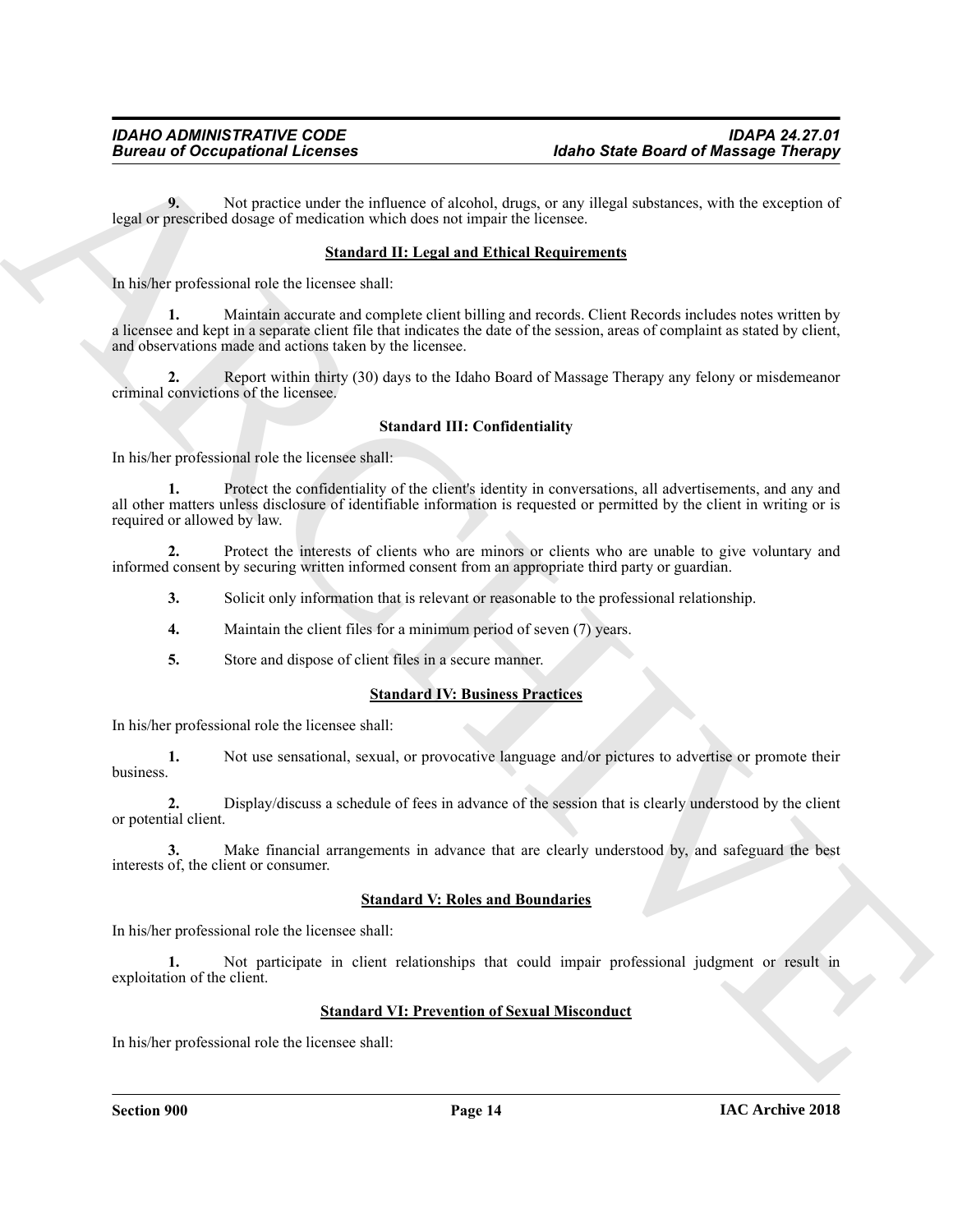**9.** Not practice under the influence of alcohol, drugs, or any illegal substances, with the exception of legal or prescribed dosage of medication which does not impair the licensee.

**Standard II: Legal and Ethical Requirements**

In his/her professional role the licensee shall:

**1.** Maintain accurate and complete client billing and records. Client Records includes notes written by a licensee and kept in a separate client file that indicates the date of the session, areas of complaint as stated by client, and observations made and actions taken by the licensee.

**2.** Report within thirty (30) days to the Idaho Board of Massage Therapy any felony or misdemeanor criminal convictions of the licensee.

**Standard III: Confidentiality**

In his/her professional role the licensee shall:

**1.** Protect the confidentiality of the client's identity in conversations, all advertisements, and any and all other matters unless disclosure of identifiable information is requested or permitted by the client in writing or is required or allowed by law.

**2.** Protect the interests of clients who are minors or clients who are unable to give voluntary and informed consent by securing written informed consent from an appropriate third party or guardian.

**3.** Solicit only information that is relevant or reasonable to the professional relationship.

**4.** Maintain the client files for a minimum period of seven (7) years.

**5.** Store and dispose of client files in a secure manner.

**Standard IV: Business Practices**

In his/her professional role the licensee shall:

**1.** Not use sensational, sexual, or provocative language and/or pictures to advertise or promote their business.

**2.** Display/discuss a schedule of fees in advance of the session that is clearly understood by the client or potential client.

**3.** Make financial arrangements in advance that are clearly understood by, and safeguard the best interests of, the client or consumer.

**Standard V: Roles and Boundaries**

In his/her professional role the licensee shall:

**1.** Not participate in client relationships that could impair professional judgment or result in exploitation of the client.

**Standard VI: Prevention of Sexual Misconduct**

In his/her professional role the licensee shall: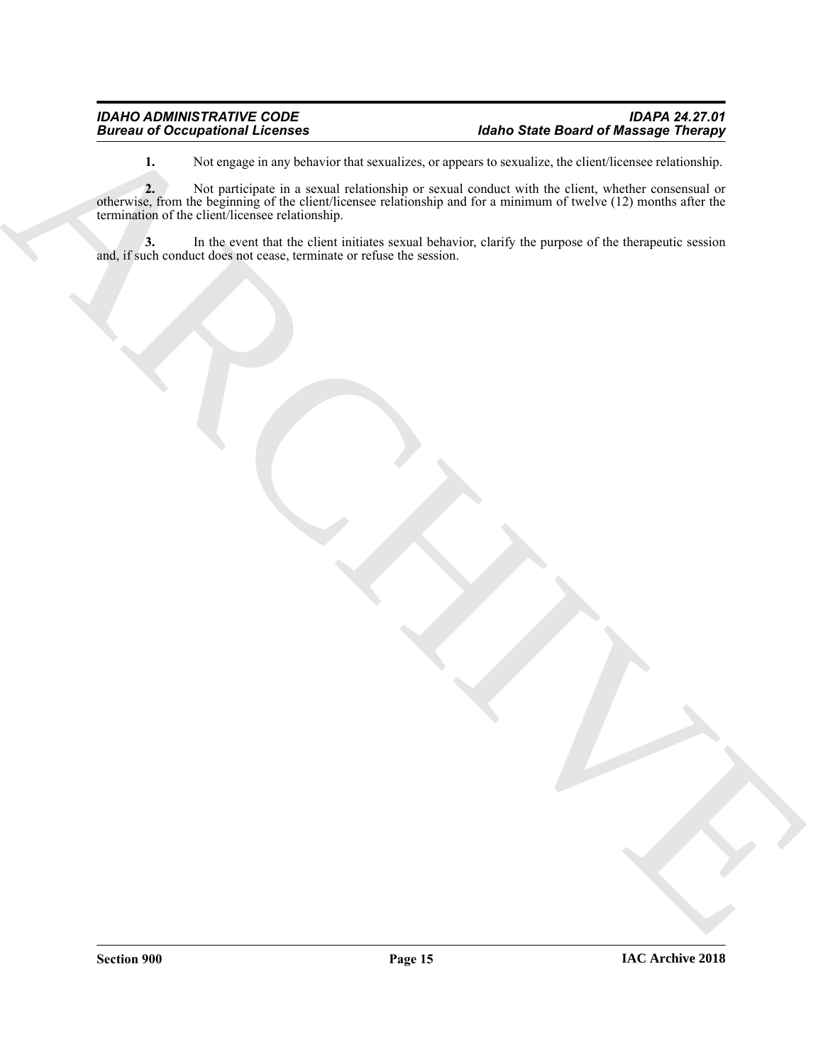**1.** Not engage in any behavior that sexualizes, or appears to sexualize, the client/licensee relationship.

**2.** Not participate in a sexual relationship or sexual conduct with the client, whether consensual or otherwise, from the beginning of the client/licensee relationship and for a minimum of twelve (12) months after the termination of the client/licensee relationship.

**3.** In the event that the client initiates sexual behavior, clarify the purpose of the therapeutic session and, if such conduct does not cease, terminate or refuse the session.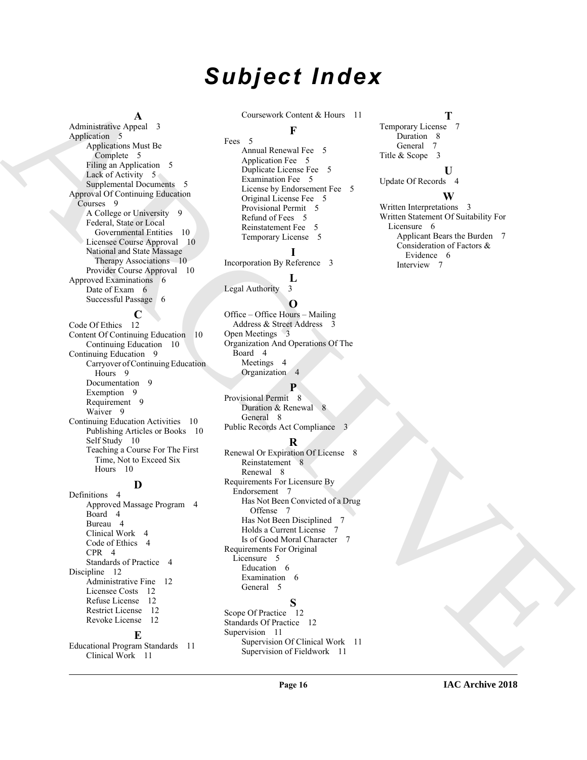# Subject Index

**A**

Administrative Appeal 3
Application 5
- Applications Must Be Complete 5
- Filing an Application 5
- Lack of Activity 5
- Supplemental Documents 5

Approval Of Continuing Education Courses 9
- A College or University 9
- Federal, State or Local Governmental Entities 10
- Licensee Course Approval 10
- National and State Massage Therapy Associations 10
- Provider Course Approval 10

Approved Examinations 6
- Date of Exam 6
- Successful Passage 6

**C**

Code Of Ethics 12
Content Of Continuing Education 10
- Continuing Education 10

Continuing Education 9
- Carryover of Continuing Education Hours 9
- Documentation 9
- Exemption 9
- Requirement 9
- Waiver 9

Continuing Education Activities 10
- Publishing Articles or Books 10
- Self Study 10
- Teaching a Course For The First Time, Not to Exceed Six Hours 10

**D**

Definitions 4
- Approved Massage Program 4
- Board 4
- Bureau 4
- Clinical Work 4
- Code of Ethics 4
- CPR 4
- Standards of Practice 4

Discipline 12
- Administrative Fine 12
- Licensee Costs 12
- Refuse License 12
- Restrict License 12
- Revoke License 12

**E**

Educational Program Standards 11
- Clinical Work 11
- Coursework Content & Hours 11

**F**

Fees 5
- Annual Renewal Fee 5
- Application Fee 5
- Duplicate License Fee 5
- Examination Fee 5
- License by Endorsement Fee 5
- Original License Fee 5
- Provisional Permit 5
- Refund of Fees 5
- Reinstatement Fee 5
- Temporary License 5

**I**

Incorporation By Reference 3

**L**

Legal Authority 3

**O**

Office – Office Hours – Mailing Address & Street Address 3
Open Meetings 3
Organization And Operations Of The Board 4
- Meetings 4
- Organization 4

**P**

Provisional Permit 8
- Duration & Renewal 8
- General 8

Public Records Act Compliance 3

**R**

Renewal Or Expiration Of License 8
- Reinstatement 8
- Renewal 8

Requirements For Licensure By Endorsement 7
- Has Not Been Convicted of a Drug Offense 7
- Has Not Been Disciplined 7
- Holds a Current License 7
- Is of Good Moral Character 7

Requirements For Original Licensure 5
- Education 6
- Examination 6
- General 5

**S**

Scope Of Practice 12
Standards Of Practice 12
Supervision 11
- Supervision Of Clinical Work 11
- Supervision of Fieldwork 11

**T**

Temporary License 7
- Duration 8
- General 7

Title & Scope 3

**U**

Update Of Records 4

**W**

Written Interpretations 3
Written Statement Of Suitability For Licensure 6
- Applicant Bears the Burden 7
- Consideration of Factors & Evidence 6
- Interview 7